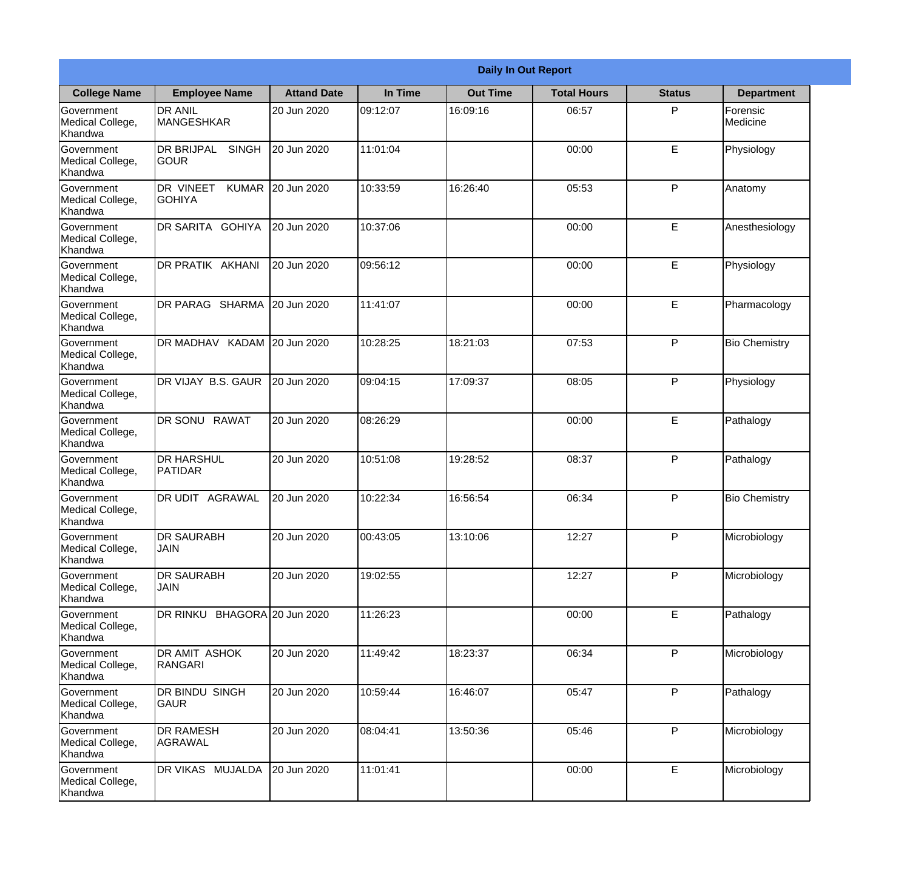**Daily In Out Report**

| College Name | Employee Name | Attand Date | In Time | Out Time | Total Hours | Status | Department |
|---|---|---|---|---|---|---|---|
| Government Medical College, Khandwa | DR ANIL MANGESHKAR | 20 Jun 2020 | 09:12:07 | 16:09:16 | 06:57 | P | Forensic Medicine |
| Government Medical College, Khandwa | DR BRIJPAL SINGH GOUR | 20 Jun 2020 | 11:01:04 | | 00:00 | E | Physiology |
| Government Medical College, Khandwa | DR VINEET KUMAR GOHIYA | 20 Jun 2020 | 10:33:59 | 16:26:40 | 05:53 | P | Anatomy |
| Government Medical College, Khandwa | DR SARITA GOHIYA | 20 Jun 2020 | 10:37:06 | | 00:00 | E | Anesthesiology |
| Government Medical College, Khandwa | DR PRATIK AKHANI | 20 Jun 2020 | 09:56:12 | | 00:00 | E | Physiology |
| Government Medical College, Khandwa | DR PARAG SHARMA | 20 Jun 2020 | 11:41:07 | | 00:00 | E | Pharmacology |
| Government Medical College, Khandwa | DR MADHAV KADAM | 20 Jun 2020 | 10:28:25 | 18:21:03 | 07:53 | P | Bio Chemistry |
| Government Medical College, Khandwa | DR VIJAY B.S. GAUR | 20 Jun 2020 | 09:04:15 | 17:09:37 | 08:05 | P | Physiology |
| Government Medical College, Khandwa | DR SONU RAWAT | 20 Jun 2020 | 08:26:29 | | 00:00 | E | Pathalogy |
| Government Medical College, Khandwa | DR HARSHUL PATIDAR | 20 Jun 2020 | 10:51:08 | 19:28:52 | 08:37 | P | Pathalogy |
| Government Medical College, Khandwa | DR UDIT AGRAWAL | 20 Jun 2020 | 10:22:34 | 16:56:54 | 06:34 | P | Bio Chemistry |
| Government Medical College, Khandwa | DR SAURABH JAIN | 20 Jun 2020 | 00:43:05 | 13:10:06 | 12:27 | P | Microbiology |
| Government Medical College, Khandwa | DR SAURABH JAIN | 20 Jun 2020 | 19:02:55 | | 12:27 | P | Microbiology |
| Government Medical College, Khandwa | DR RINKU BHAGORA | 20 Jun 2020 | 11:26:23 | | 00:00 | E | Pathalogy |
| Government Medical College, Khandwa | DR AMIT ASHOK RANGARI | 20 Jun 2020 | 11:49:42 | 18:23:37 | 06:34 | P | Microbiology |
| Government Medical College, Khandwa | DR BINDU SINGH GAUR | 20 Jun 2020 | 10:59:44 | 16:46:07 | 05:47 | P | Pathalogy |
| Government Medical College, Khandwa | DR RAMESH AGRAWAL | 20 Jun 2020 | 08:04:41 | 13:50:36 | 05:46 | P | Microbiology |
| Government Medical College, Khandwa | DR VIKAS MUJALDA | 20 Jun 2020 | 11:01:41 | | 00:00 | E | Microbiology |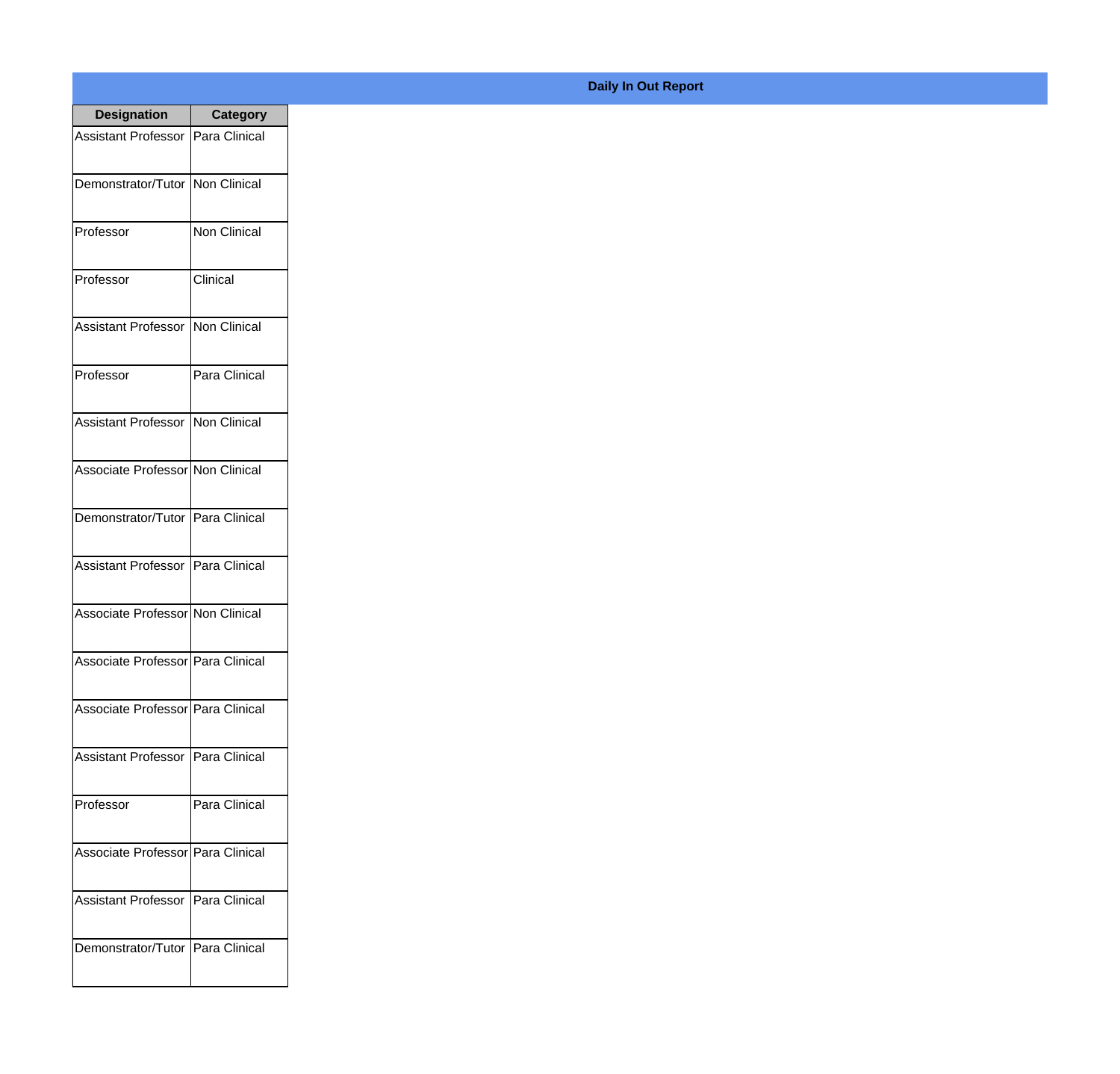## Daily In Out Report

| Designation | Category |
|---|---|
| Assistant Professor | Para Clinical |
| Demonstrator/Tutor | Non Clinical |
| Professor | Non Clinical |
| Professor | Clinical |
| Assistant Professor | Non Clinical |
| Professor | Para Clinical |
| Assistant Professor | Non Clinical |
| Associate Professor | Non Clinical |
| Demonstrator/Tutor | Para Clinical |
| Assistant Professor | Para Clinical |
| Associate Professor | Non Clinical |
| Associate Professor | Para Clinical |
| Associate Professor | Para Clinical |
| Assistant Professor | Para Clinical |
| Professor | Para Clinical |
| Associate Professor | Para Clinical |
| Assistant Professor | Para Clinical |
| Demonstrator/Tutor | Para Clinical |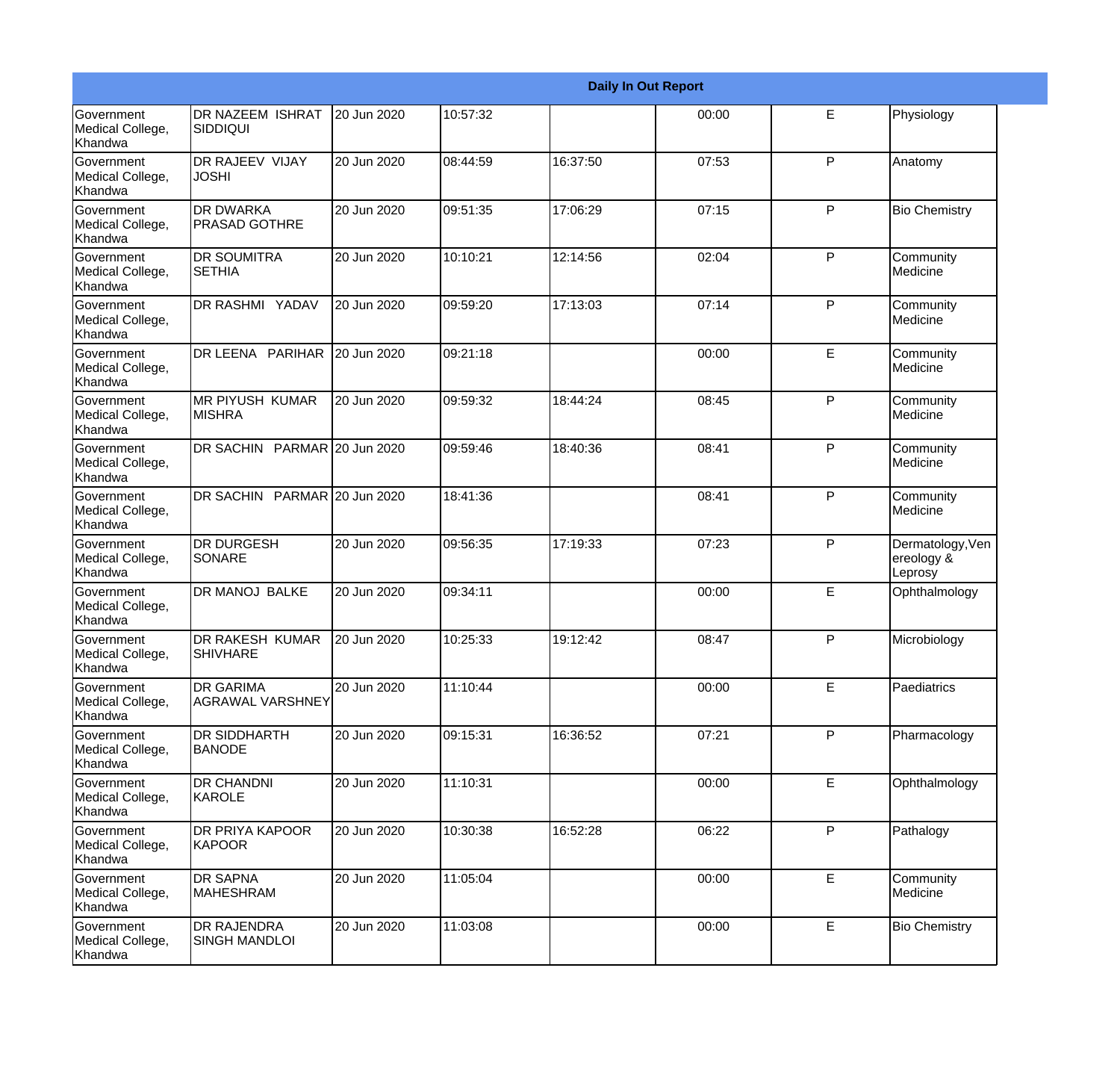| Daily In Out Report | | | | | | | |
|---|---|---|---|---|---|---|---|
| Government Medical College, Khandwa | DR NAZEEM ISHRAT SIDDIQUI | 20 Jun 2020 | 10:57:32 | | 00:00 | E | Physiology |
| Government Medical College, Khandwa | DR RAJEEV VIJAY JOSHI | 20 Jun 2020 | 08:44:59 | 16:37:50 | 07:53 | P | Anatomy |
| Government Medical College, Khandwa | DR DWARKA PRASAD GOTHRE | 20 Jun 2020 | 09:51:35 | 17:06:29 | 07:15 | P | Bio Chemistry |
| Government Medical College, Khandwa | DR SOUMITRA SETHIA | 20 Jun 2020 | 10:10:21 | 12:14:56 | 02:04 | P | Community Medicine |
| Government Medical College, Khandwa | DR RASHMI YADAV | 20 Jun 2020 | 09:59:20 | 17:13:03 | 07:14 | P | Community Medicine |
| Government Medical College, Khandwa | DR LEENA PARIHAR | 20 Jun 2020 | 09:21:18 | | 00:00 | E | Community Medicine |
| Government Medical College, Khandwa | MR PIYUSH KUMAR MISHRA | 20 Jun 2020 | 09:59:32 | 18:44:24 | 08:45 | P | Community Medicine |
| Government Medical College, Khandwa | DR SACHIN PARMAR | 20 Jun 2020 | 09:59:46 | 18:40:36 | 08:41 | P | Community Medicine |
| Government Medical College, Khandwa | DR SACHIN PARMAR | 20 Jun 2020 | 18:41:36 | | 08:41 | P | Community Medicine |
| Government Medical College, Khandwa | DR DURGESH SONARE | 20 Jun 2020 | 09:56:35 | 17:19:33 | 07:23 | P | Dermatology,Venereology & Leprosy |
| Government Medical College, Khandwa | DR MANOJ BALKE | 20 Jun 2020 | 09:34:11 | | 00:00 | E | Ophthalmology |
| Government Medical College, Khandwa | DR RAKESH KUMAR SHIVHARE | 20 Jun 2020 | 10:25:33 | 19:12:42 | 08:47 | P | Microbiology |
| Government Medical College, Khandwa | DR GARIMA AGRAWAL VARSHNEY | 20 Jun 2020 | 11:10:44 | | 00:00 | E | Paediatrics |
| Government Medical College, Khandwa | DR SIDDHARTH BANODE | 20 Jun 2020 | 09:15:31 | 16:36:52 | 07:21 | P | Pharmacology |
| Government Medical College, Khandwa | DR CHANDNI KAROLE | 20 Jun 2020 | 11:10:31 | | 00:00 | E | Ophthalmology |
| Government Medical College, Khandwa | DR PRIYA KAPOOR KAPOOR | 20 Jun 2020 | 10:30:38 | 16:52:28 | 06:22 | P | Pathalogy |
| Government Medical College, Khandwa | DR SAPNA MAHESHRAM | 20 Jun 2020 | 11:05:04 | | 00:00 | E | Community Medicine |
| Government Medical College, Khandwa | DR RAJENDRA SINGH MANDLOI | 20 Jun 2020 | 11:03:08 | | 00:00 | E | Bio Chemistry |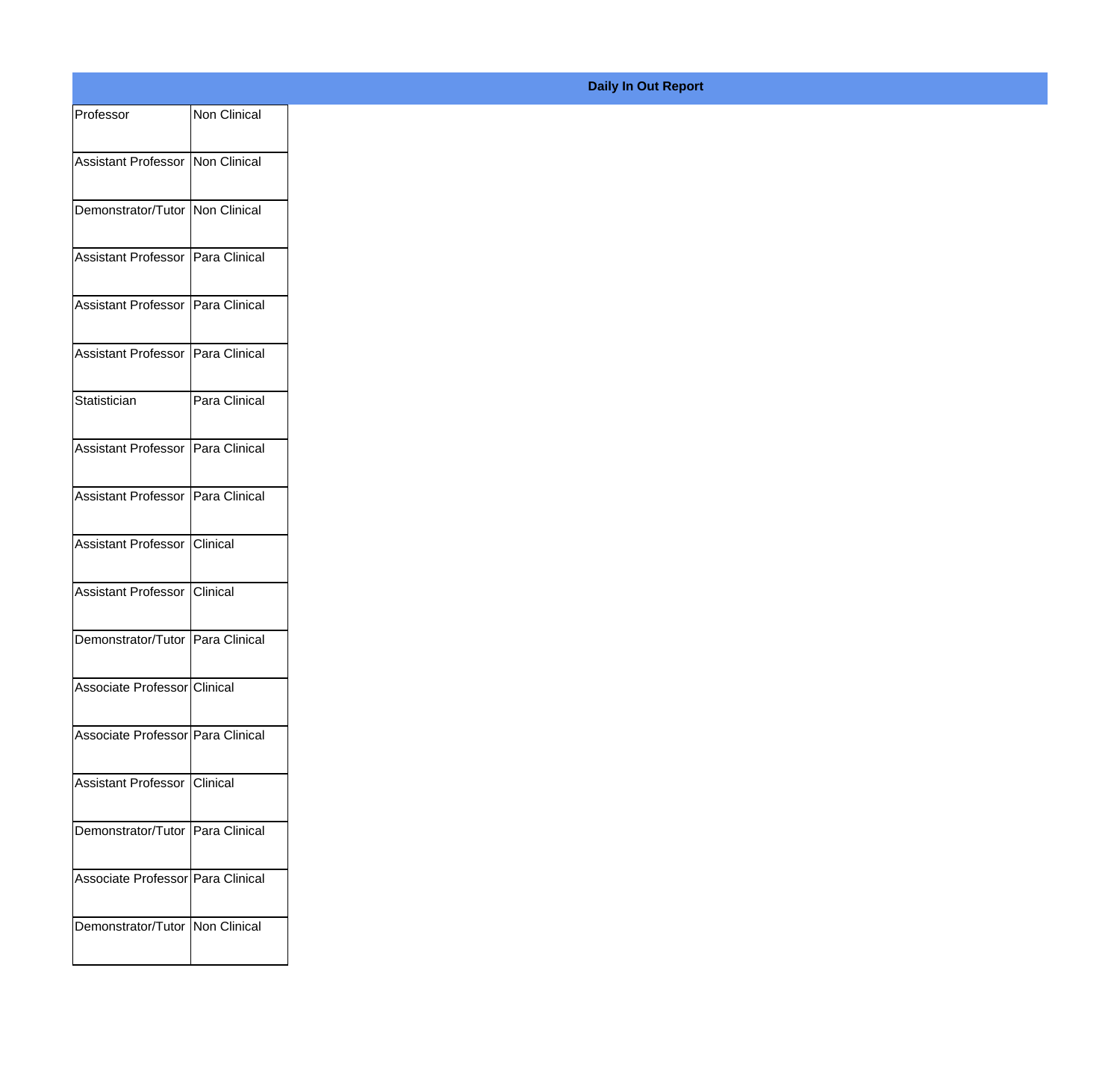**Daily In Out Report**

| | |
|---|---|
| Professor | Non Clinical |
| Assistant Professor | Non Clinical |
| Demonstrator/Tutor | Non Clinical |
| Assistant Professor | Para Clinical |
| Assistant Professor | Para Clinical |
| Assistant Professor | Para Clinical |
| Statistician | Para Clinical |
| Assistant Professor | Para Clinical |
| Assistant Professor | Para Clinical |
| Assistant Professor | Clinical |
| Assistant Professor | Clinical |
| Demonstrator/Tutor | Para Clinical |
| Associate Professor | Clinical |
| Associate Professor | Para Clinical |
| Assistant Professor | Clinical |
| Demonstrator/Tutor | Para Clinical |
| Associate Professor | Para Clinical |
| Demonstrator/Tutor | Non Clinical |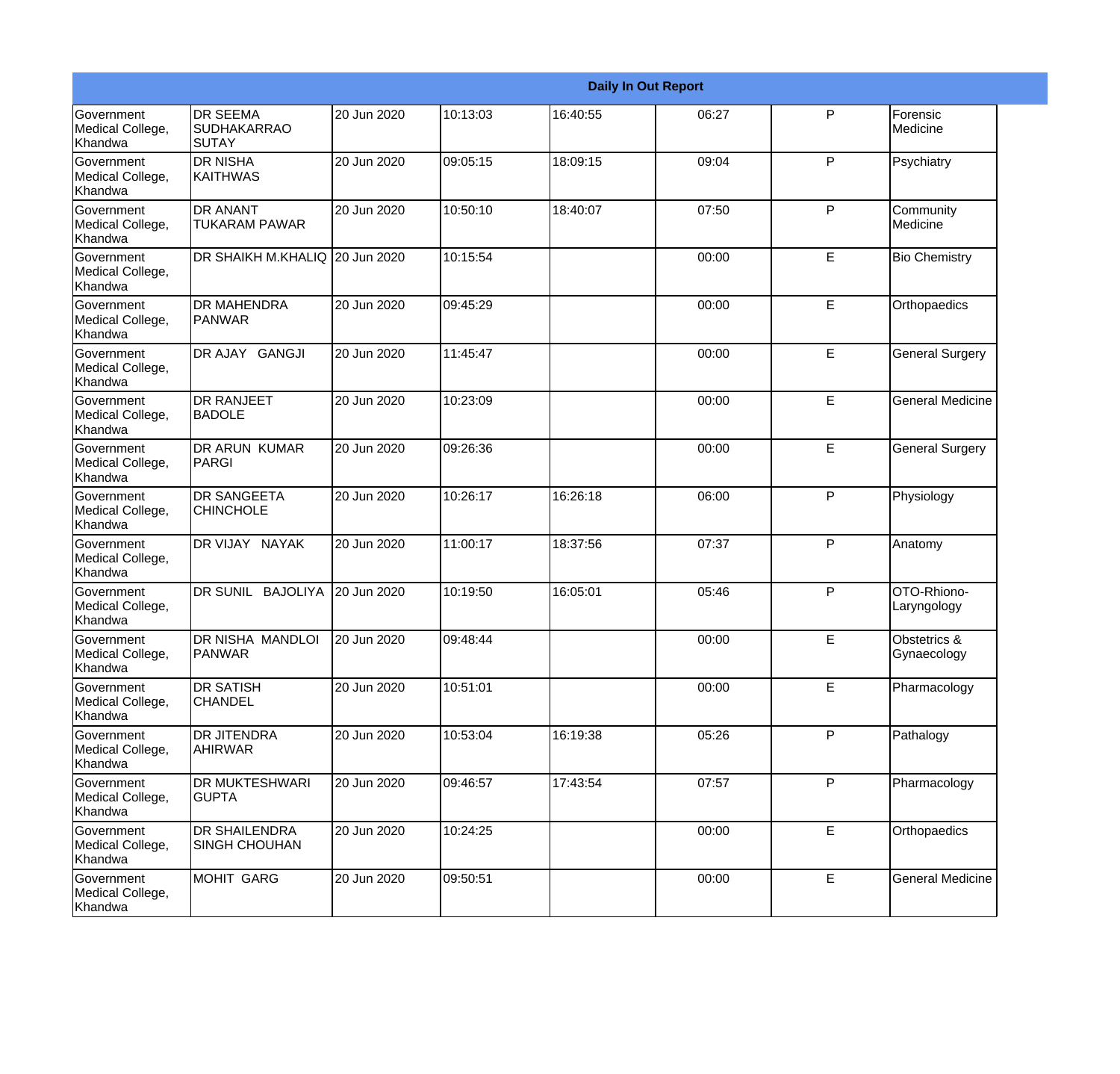| Daily In Out Report | | | | | | | |
|---|---|---|---|---|---|---|---|
| Government Medical College, Khandwa | DR SEEMA SUDHAKARRAO SUTAY | 20 Jun 2020 | 10:13:03 | 16:40:55 | 06:27 | P | Forensic Medicine |
| Government Medical College, Khandwa | DR NISHA KAITHWAS | 20 Jun 2020 | 09:05:15 | 18:09:15 | 09:04 | P | Psychiatry |
| Government Medical College, Khandwa | DR ANANT TUKARAM PAWAR | 20 Jun 2020 | 10:50:10 | 18:40:07 | 07:50 | P | Community Medicine |
| Government Medical College, Khandwa | DR SHAIKH M.KHALIQ | 20 Jun 2020 | 10:15:54 | | 00:00 | E | Bio Chemistry |
| Government Medical College, Khandwa | DR MAHENDRA PANWAR | 20 Jun 2020 | 09:45:29 | | 00:00 | E | Orthopaedics |
| Government Medical College, Khandwa | DR AJAY GANGJI | 20 Jun 2020 | 11:45:47 | | 00:00 | E | General Surgery |
| Government Medical College, Khandwa | DR RANJEET BADOLE | 20 Jun 2020 | 10:23:09 | | 00:00 | E | General Medicine |
| Government Medical College, Khandwa | DR ARUN KUMAR PARGI | 20 Jun 2020 | 09:26:36 | | 00:00 | E | General Surgery |
| Government Medical College, Khandwa | DR SANGEETA CHINCHOLE | 20 Jun 2020 | 10:26:17 | 16:26:18 | 06:00 | P | Physiology |
| Government Medical College, Khandwa | DR VIJAY NAYAK | 20 Jun 2020 | 11:00:17 | 18:37:56 | 07:37 | P | Anatomy |
| Government Medical College, Khandwa | DR SUNIL BAJOLIYA | 20 Jun 2020 | 10:19:50 | 16:05:01 | 05:46 | P | OTO-Rhiono-Laryngology |
| Government Medical College, Khandwa | DR NISHA MANDLOI PANWAR | 20 Jun 2020 | 09:48:44 | | 00:00 | E | Obstetrics & Gynaecology |
| Government Medical College, Khandwa | DR SATISH CHANDEL | 20 Jun 2020 | 10:51:01 | | 00:00 | E | Pharmacology |
| Government Medical College, Khandwa | DR JITENDRA AHIRWAR | 20 Jun 2020 | 10:53:04 | 16:19:38 | 05:26 | P | Pathalogy |
| Government Medical College, Khandwa | DR MUKTESHWARI GUPTA | 20 Jun 2020 | 09:46:57 | 17:43:54 | 07:57 | P | Pharmacology |
| Government Medical College, Khandwa | DR SHAILENDRA SINGH CHOUHAN | 20 Jun 2020 | 10:24:25 | | 00:00 | E | Orthopaedics |
| Government Medical College, Khandwa | MOHIT GARG | 20 Jun 2020 | 09:50:51 | | 00:00 | E | General Medicine |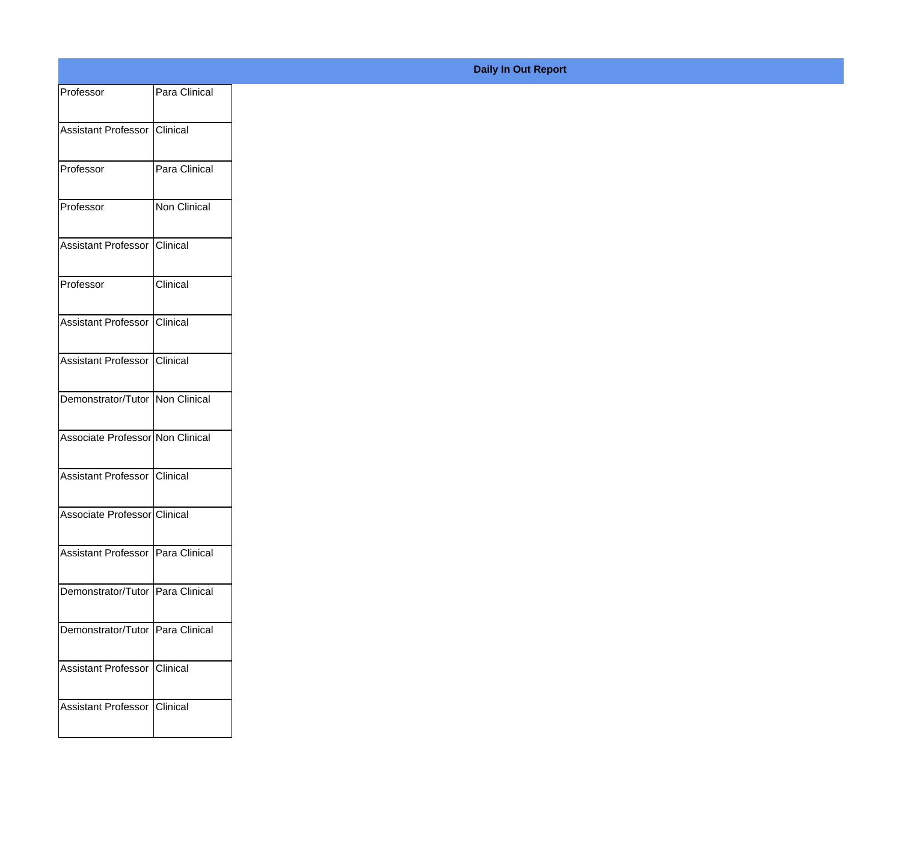**Daily In Out Report**

| | |
|---|---|
| Professor | Para Clinical |
| Assistant Professor | Clinical |
| Professor | Para Clinical |
| Professor | Non Clinical |
| Assistant Professor | Clinical |
| Professor | Clinical |
| Assistant Professor | Clinical |
| Assistant Professor | Clinical |
| Demonstrator/Tutor | Non Clinical |
| Associate Professor | Non Clinical |
| Assistant Professor | Clinical |
| Associate Professor | Clinical |
| Assistant Professor | Para Clinical |
| Demonstrator/Tutor | Para Clinical |
| Demonstrator/Tutor | Para Clinical |
| Assistant Professor | Clinical |
| Assistant Professor | Clinical |